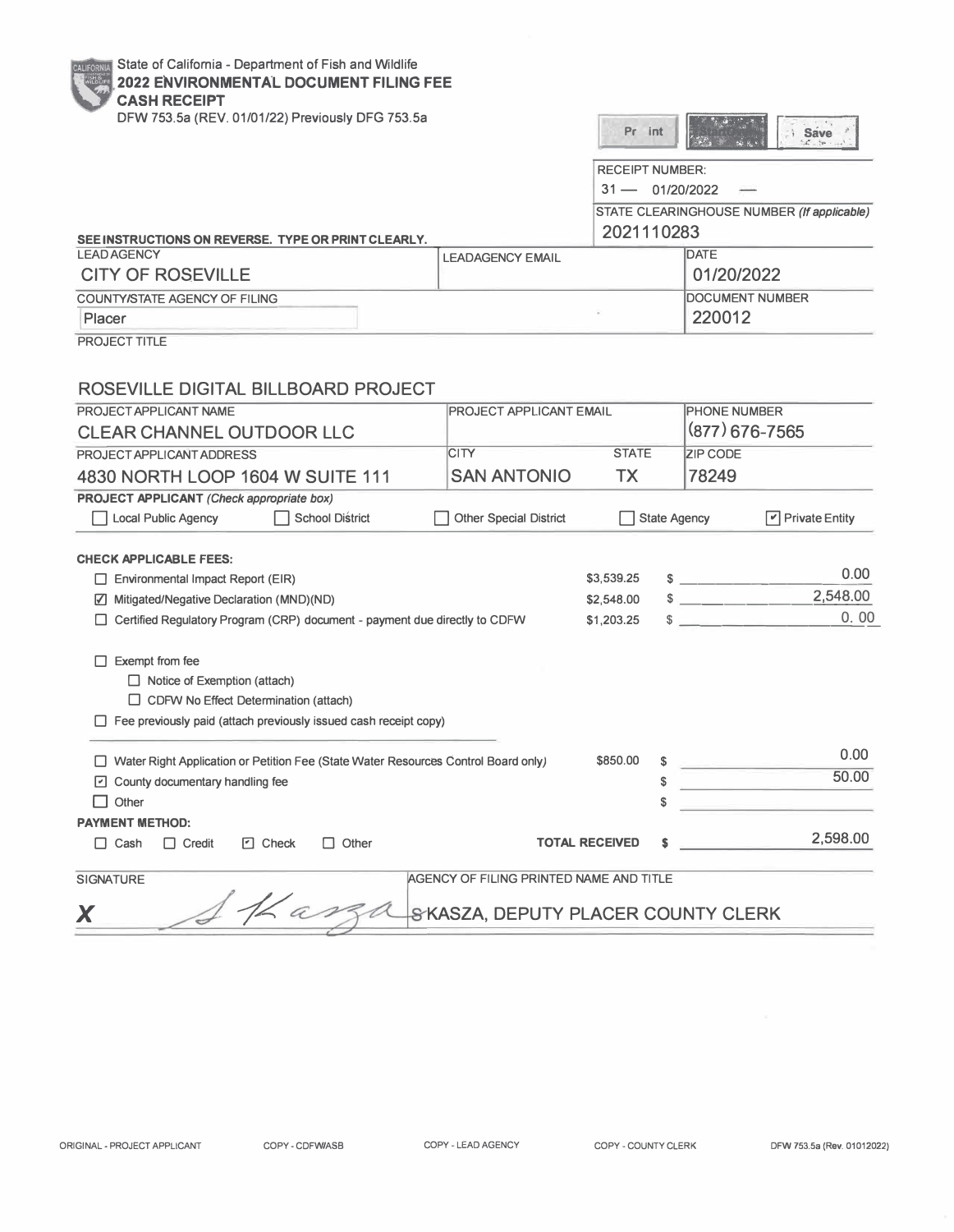State of California - Department of Fish and Wildlife

**2022 ENVIRONMENTAL DOCUMENT FILING FEE**
**CASH RECEIPT**

DFW 753.5a (REV. 01/01/22) Previously DFG 753.5a

RECEIPT NUMBER:
31 — 01/20/2022 —

STATE CLEARINGHOUSE NUMBER *(If applicable)*
2021110283

**SEE INSTRUCTIONS ON REVERSE. TYPE OR PRINT CLEARLY.**

| LEAD AGENCY | LEADAGENCY EMAIL | DATE |
|---|---|---|
| CITY OF ROSEVILLE | | 01/20/2022 |

| COUNTY/STATE AGENCY OF FILING | DOCUMENT NUMBER |
|---|---|
| Placer | 220012 |

PROJECT TITLE

ROSEVILLE DIGITAL BILLBOARD PROJECT

| PROJECT APPLICANT NAME | PROJECT APPLICANT EMAIL | | PHONE NUMBER |
|---|---|---|---|
| CLEAR CHANNEL OUTDOOR LLC | | | (877) 676-7565 |
| **PROJECT APPLICANT ADDRESS** | **CITY** | **STATE** | **ZIP CODE** |
| 4830 NORTH LOOP 1604 W SUITE 111 | SAN ANTONIO | TX | 78249 |

**PROJECT APPLICANT** *(Check appropriate box)*

☐ Local Public Agency ☐ School District ☐ Other Special District ☐ State Agency ☑ Private Entity

**CHECK APPLICABLE FEES:**

| | | |
|---|---|---|
| ☐ Environmental Impact Report (EIR) | $3,539.25 | $ 0.00 |
| ☑ Mitigated/Negative Declaration (MND)(ND) | $2,548.00 | $ 2,548.00 |
| ☐ Certified Regulatory Program (CRP) document - payment due directly to CDFW | $1,203.25 | $ 0.00 |

☐ Exempt from fee
 ☐ Notice of Exemption (attach)
 ☐ CDFW No Effect Determination (attach)
☐ Fee previously paid (attach previously issued cash receipt copy)

| | | |
|---|---|---|
| ☐ Water Right Application or Petition Fee (State Water Resources Control Board only) | $850.00 | $ 0.00 |
| ☑ County documentary handling fee | | $ 50.00 |
| ☐ Other | | $ |

**PAYMENT METHOD:**

☐ Cash ☐ Credit ☑ Check ☐ Other **TOTAL RECEIVED** $ 2,598.00

| SIGNATURE | AGENCY OF FILING PRINTED NAME AND TITLE |
|---|---|
| X S Kasza | S KASZA, DEPUTY PLACER COUNTY CLERK |

ORIGINAL - PROJECT APPLICANT COPY - CDFW/ASB COPY - LEAD AGENCY COPY - COUNTY CLERK DFW 753.5a (Rev. 01012022)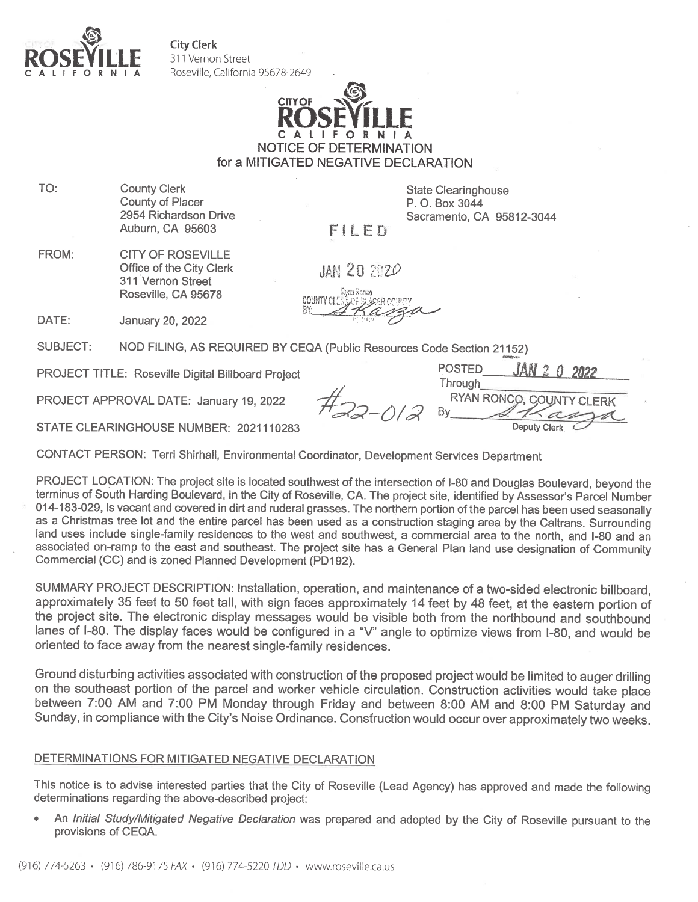**City Clerk**
311 Vernon Street
Roseville, California 95678-2649

# CITY OF ROSEVILLE CALIFORNIA

## NOTICE OF DETERMINATION for a MITIGATED NEGATIVE DECLARATION

TO: County Clerk
County of Placer
2954 Richardson Drive
Auburn, CA 95603

State Clearinghouse
P. O. Box 3044
Sacramento, CA 95812-3044

FILED
JAN 20 2020
Ryan Ronco
COUNTY CLERK OF PLACER COUNTY
BY: [signature]
DEPUTY

FROM: CITY OF ROSEVILLE
Office of the City Clerk
311 Vernon Street
Roseville, CA 95678

DATE: January 20, 2022

SUBJECT: NOD FILING, AS REQUIRED BY CEQA (Public Resources Code Section 21152)

PROJECT TITLE: Roseville Digital Billboard Project

PROJECT APPROVAL DATE: January 19, 2022

STATE CLEARINGHOUSE NUMBER: 2021110283

#22-012

POSTED JAN 2 0 2022
Through
RYAN RONCO, COUNTY CLERK
By [signature]
Deputy Clerk

CONTACT PERSON: Terri Shirhall, Environmental Coordinator, Development Services Department

PROJECT LOCATION: The project site is located southwest of the intersection of I-80 and Douglas Boulevard, beyond the terminus of South Harding Boulevard, in the City of Roseville, CA. The project site, identified by Assessor's Parcel Number 014-183-029, is vacant and covered in dirt and ruderal grasses. The northern portion of the parcel has been used seasonally as a Christmas tree lot and the entire parcel has been used as a construction staging area by the Caltrans. Surrounding land uses include single-family residences to the west and southwest, a commercial area to the north, and I-80 and an associated on-ramp to the east and southeast. The project site has a General Plan land use designation of Community Commercial (CC) and is zoned Planned Development (PD192).

SUMMARY PROJECT DESCRIPTION: Installation, operation, and maintenance of a two-sided electronic billboard, approximately 35 feet to 50 feet tall, with sign faces approximately 14 feet by 48 feet, at the eastern portion of the project site. The electronic display messages would be visible both from the northbound and southbound lanes of I-80. The display faces would be configured in a "V" angle to optimize views from I-80, and would be oriented to face away from the nearest single-family residences.

Ground disturbing activities associated with construction of the proposed project would be limited to auger drilling on the southeast portion of the parcel and worker vehicle circulation. Construction activities would take place between 7:00 AM and 7:00 PM Monday through Friday and between 8:00 AM and 8:00 PM Saturday and Sunday, in compliance with the City's Noise Ordinance. Construction would occur over approximately two weeks.

### DETERMINATIONS FOR MITIGATED NEGATIVE DECLARATION

This notice is to advise interested parties that the City of Roseville (Lead Agency) has approved and made the following determinations regarding the above-described project:

- An *Initial Study/Mitigated Negative Declaration* was prepared and adopted by the City of Roseville pursuant to the provisions of CEQA.

(916) 774-5263 • (916) 786-9175 *FAX* • (916) 774-5220 *TDD* • www.roseville.ca.us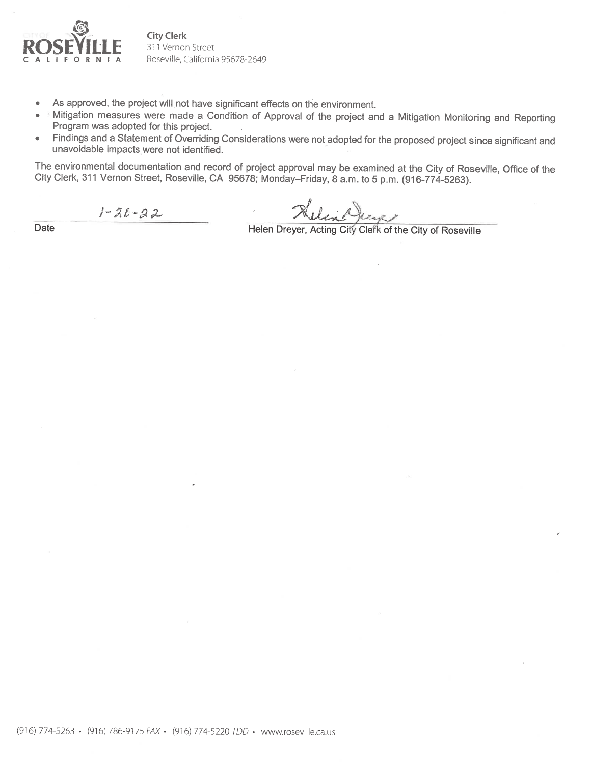**City Clerk**
311 Vernon Street
Roseville, California 95678-2649

- As approved, the project will not have significant effects on the environment.
- Mitigation measures were made a Condition of Approval of the project and a Mitigation Monitoring and Reporting Program was adopted for this project.
- Findings and a Statement of Overriding Considerations were not adopted for the proposed project since significant and unavoidable impacts were not identified.

The environmental documentation and record of project approval may be examined at the City of Roseville, Office of the City Clerk, 311 Vernon Street, Roseville, CA 95678; Monday–Friday, 8 a.m. to 5 p.m. (916-774-5263).

1-20-22

Date

Helen Dreyer, Acting City Clerk of the City of Roseville

(916) 774-5263 • (916) 786-9175 *FAX* • (916) 774-5220 *TDD* • www.roseville.ca.us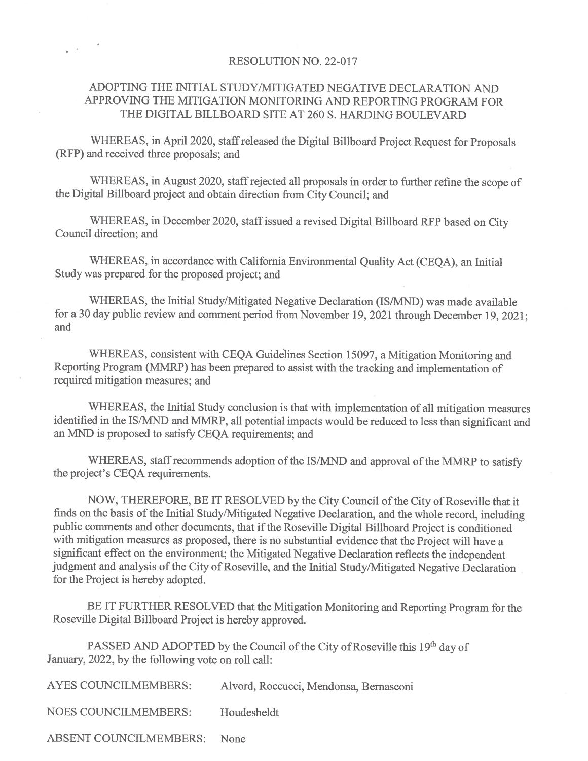# RESOLUTION NO. 22-017

## ADOPTING THE INITIAL STUDY/MITIGATED NEGATIVE DECLARATION AND APPROVING THE MITIGATION MONITORING AND REPORTING PROGRAM FOR THE DIGITAL BILLBOARD SITE AT 260 S. HARDING BOULEVARD

WHEREAS, in April 2020, staff released the Digital Billboard Project Request for Proposals (RFP) and received three proposals; and

WHEREAS, in August 2020, staff rejected all proposals in order to further refine the scope of the Digital Billboard project and obtain direction from City Council; and

WHEREAS, in December 2020, staff issued a revised Digital Billboard RFP based on City Council direction; and

WHEREAS, in accordance with California Environmental Quality Act (CEQA), an Initial Study was prepared for the proposed project; and

WHEREAS, the Initial Study/Mitigated Negative Declaration (IS/MND) was made available for a 30 day public review and comment period from November 19, 2021 through December 19, 2021; and

WHEREAS, consistent with CEQA Guidelines Section 15097, a Mitigation Monitoring and Reporting Program (MMRP) has been prepared to assist with the tracking and implementation of required mitigation measures; and

WHEREAS, the Initial Study conclusion is that with implementation of all mitigation measures identified in the IS/MND and MMRP, all potential impacts would be reduced to less than significant and an MND is proposed to satisfy CEQA requirements; and

WHEREAS, staff recommends adoption of the IS/MND and approval of the MMRP to satisfy the project's CEQA requirements.

NOW, THEREFORE, BE IT RESOLVED by the City Council of the City of Roseville that it finds on the basis of the Initial Study/Mitigated Negative Declaration, and the whole record, including public comments and other documents, that if the Roseville Digital Billboard Project is conditioned with mitigation measures as proposed, there is no substantial evidence that the Project will have a significant effect on the environment; the Mitigated Negative Declaration reflects the independent judgment and analysis of the City of Roseville, and the Initial Study/Mitigated Negative Declaration for the Project is hereby adopted.

BE IT FURTHER RESOLVED that the Mitigation Monitoring and Reporting Program for the Roseville Digital Billboard Project is hereby approved.

PASSED AND ADOPTED by the Council of the City of Roseville this 19th day of January, 2022, by the following vote on roll call:

AYES COUNCILMEMBERS: Alvord, Roccucci, Mendonsa, Bernasconi

NOES COUNCILMEMBERS: Houdesheldt

ABSENT COUNCILMEMBERS: None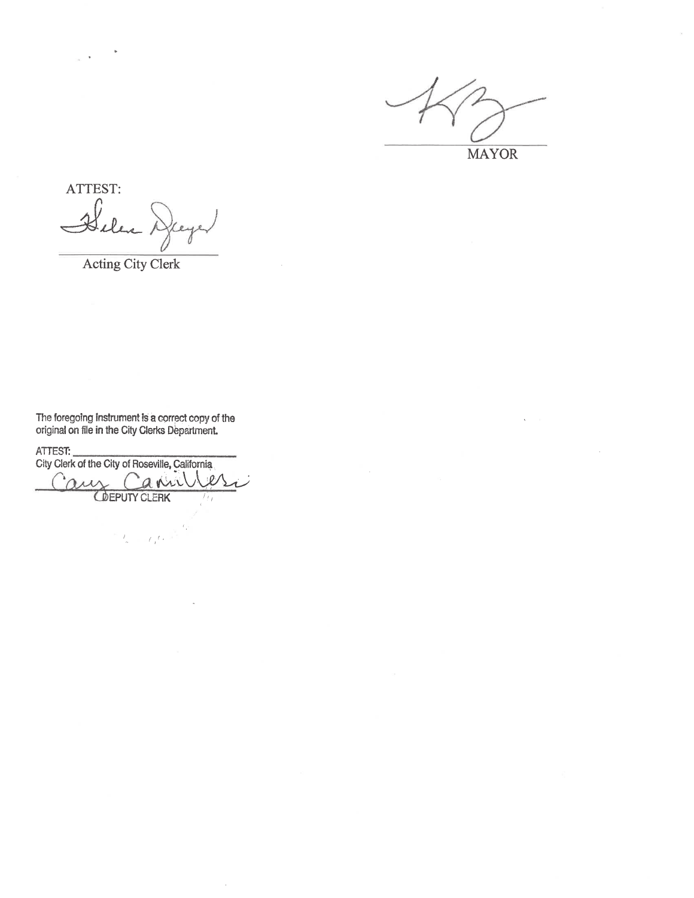MAYOR

ATTEST:

Acting City Clerk

The foregoing instrument is a correct copy of the original on file in the City Clerks Department.

ATTEST: ___________________________

City Clerk of the City of Roseville, California

DEPUTY CLERK